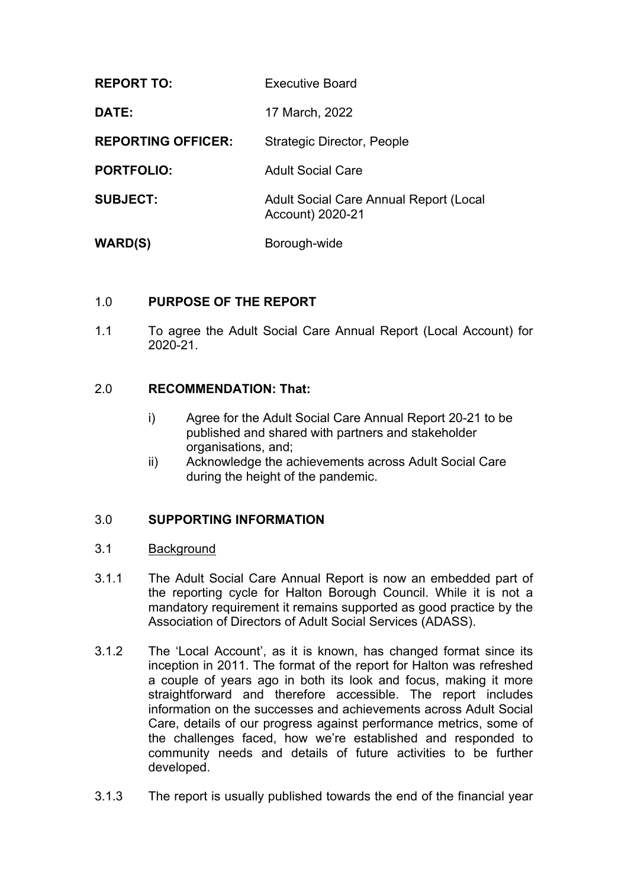| | |
|---|---|
| **REPORT TO:** | Executive Board |
| **DATE:** | 17 March, 2022 |
| **REPORTING OFFICER:** | Strategic Director, People |
| **PORTFOLIO:** | Adult Social Care |
| **SUBJECT:** | Adult Social Care Annual Report (Local Account) 2020-21 |
| **WARD(S)** | Borough-wide |

## 1.0 PURPOSE OF THE REPORT

1.1 To agree the Adult Social Care Annual Report (Local Account) for 2020-21.

## 2.0 RECOMMENDATION: That:

i) Agree for the Adult Social Care Annual Report 20-21 to be published and shared with partners and stakeholder organisations, and;

ii) Acknowledge the achievements across Adult Social Care during the height of the pandemic.

## 3.0 SUPPORTING INFORMATION

### 3.1 Background

3.1.1 The Adult Social Care Annual Report is now an embedded part of the reporting cycle for Halton Borough Council. While it is not a mandatory requirement it remains supported as good practice by the Association of Directors of Adult Social Services (ADASS).

3.1.2 The 'Local Account', as it is known, has changed format since its inception in 2011. The format of the report for Halton was refreshed a couple of years ago in both its look and focus, making it more straightforward and therefore accessible. The report includes information on the successes and achievements across Adult Social Care, details of our progress against performance metrics, some of the challenges faced, how we're established and responded to community needs and details of future activities to be further developed.

3.1.3 The report is usually published towards the end of the financial year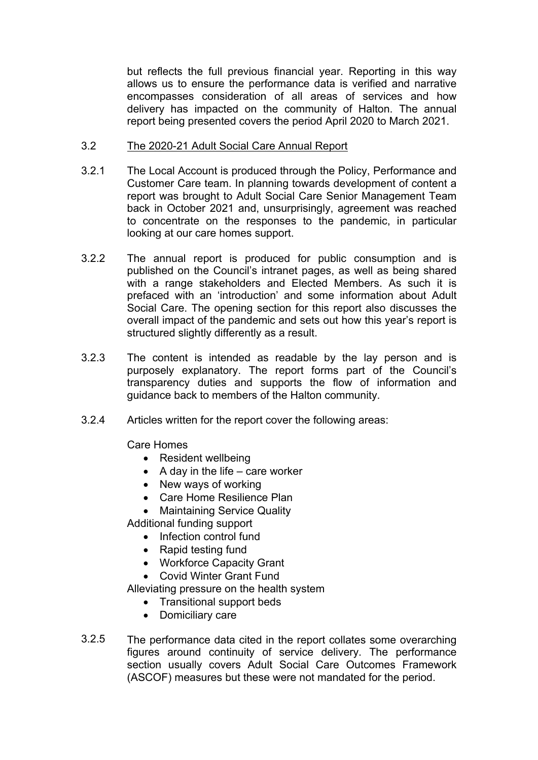but reflects the full previous financial year. Reporting in this way allows us to ensure the performance data is verified and narrative encompasses consideration of all areas of services and how delivery has impacted on the community of Halton. The annual report being presented covers the period April 2020 to March 2021.

3.2 The 2020-21 Adult Social Care Annual Report

3.2.1 The Local Account is produced through the Policy, Performance and Customer Care team. In planning towards development of content a report was brought to Adult Social Care Senior Management Team back in October 2021 and, unsurprisingly, agreement was reached to concentrate on the responses to the pandemic, in particular looking at our care homes support.

3.2.2 The annual report is produced for public consumption and is published on the Council's intranet pages, as well as being shared with a range stakeholders and Elected Members. As such it is prefaced with an 'introduction' and some information about Adult Social Care. The opening section for this report also discusses the overall impact of the pandemic and sets out how this year's report is structured slightly differently as a result.

3.2.3 The content is intended as readable by the lay person and is purposely explanatory. The report forms part of the Council's transparency duties and supports the flow of information and guidance back to members of the Halton community.

3.2.4 Articles written for the report cover the following areas:

Care Homes

- Resident wellbeing
- A day in the life – care worker
- New ways of working
- Care Home Resilience Plan
- Maintaining Service Quality

Additional funding support

- Infection control fund
- Rapid testing fund
- Workforce Capacity Grant
- Covid Winter Grant Fund

Alleviating pressure on the health system

- Transitional support beds
- Domiciliary care

3.2.5 The performance data cited in the report collates some overarching figures around continuity of service delivery. The performance section usually covers Adult Social Care Outcomes Framework (ASCOF) measures but these were not mandated for the period.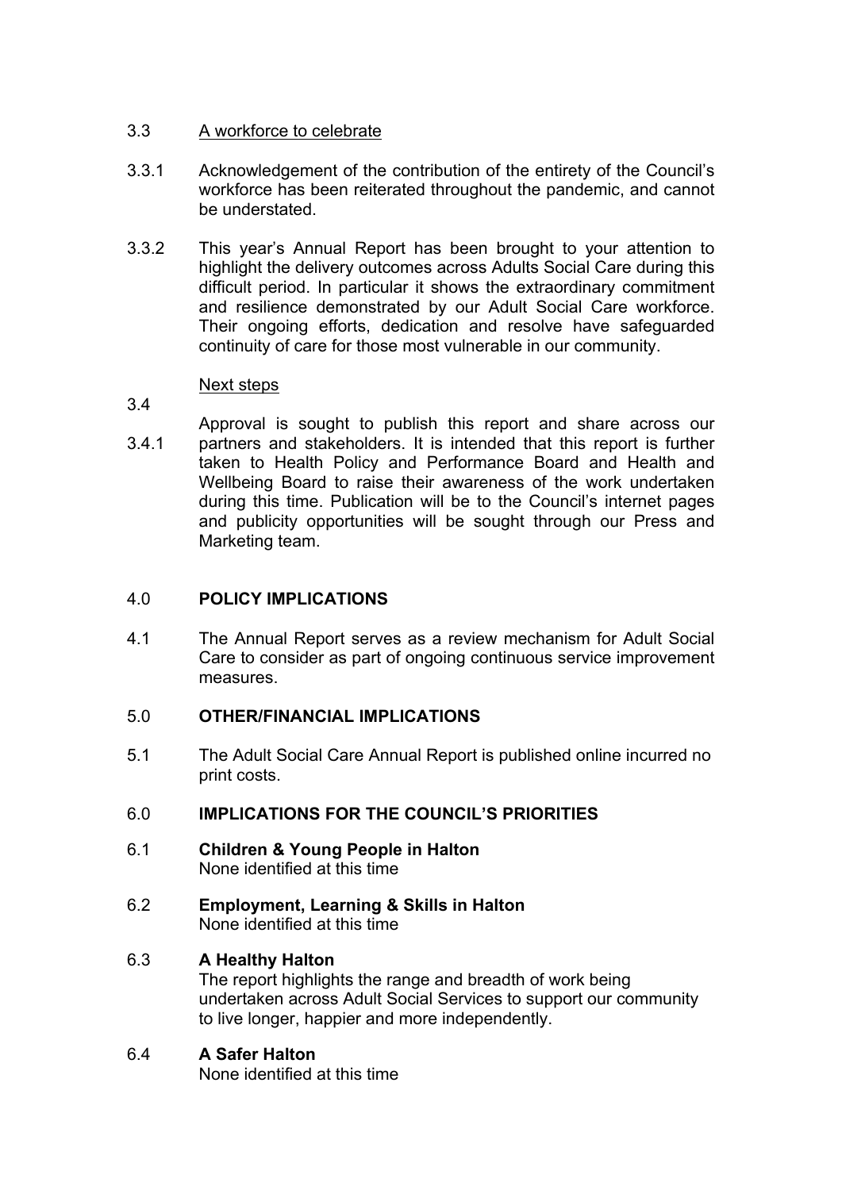3.3 A workforce to celebrate

3.3.1 Acknowledgement of the contribution of the entirety of the Council's workforce has been reiterated throughout the pandemic, and cannot be understated.

3.3.2 This year's Annual Report has been brought to your attention to highlight the delivery outcomes across Adults Social Care during this difficult period. In particular it shows the extraordinary commitment and resilience demonstrated by our Adult Social Care workforce. Their ongoing efforts, dedication and resolve have safeguarded continuity of care for those most vulnerable in our community.

3.4 Next steps

3.4.1 Approval is sought to publish this report and share across our partners and stakeholders. It is intended that this report is further taken to Health Policy and Performance Board and Health and Wellbeing Board to raise their awareness of the work undertaken during this time. Publication will be to the Council's internet pages and publicity opportunities will be sought through our Press and Marketing team.

## 4.0 POLICY IMPLICATIONS

4.1 The Annual Report serves as a review mechanism for Adult Social Care to consider as part of ongoing continuous service improvement measures.

## 5.0 OTHER/FINANCIAL IMPLICATIONS

5.1 The Adult Social Care Annual Report is published online incurred no print costs.

## 6.0 IMPLICATIONS FOR THE COUNCIL'S PRIORITIES

6.1 **Children & Young People in Halton**
None identified at this time

6.2 **Employment, Learning & Skills in Halton**
None identified at this time

6.3 **A Healthy Halton**
The report highlights the range and breadth of work being undertaken across Adult Social Services to support our community to live longer, happier and more independently.

6.4 **A Safer Halton**
None identified at this time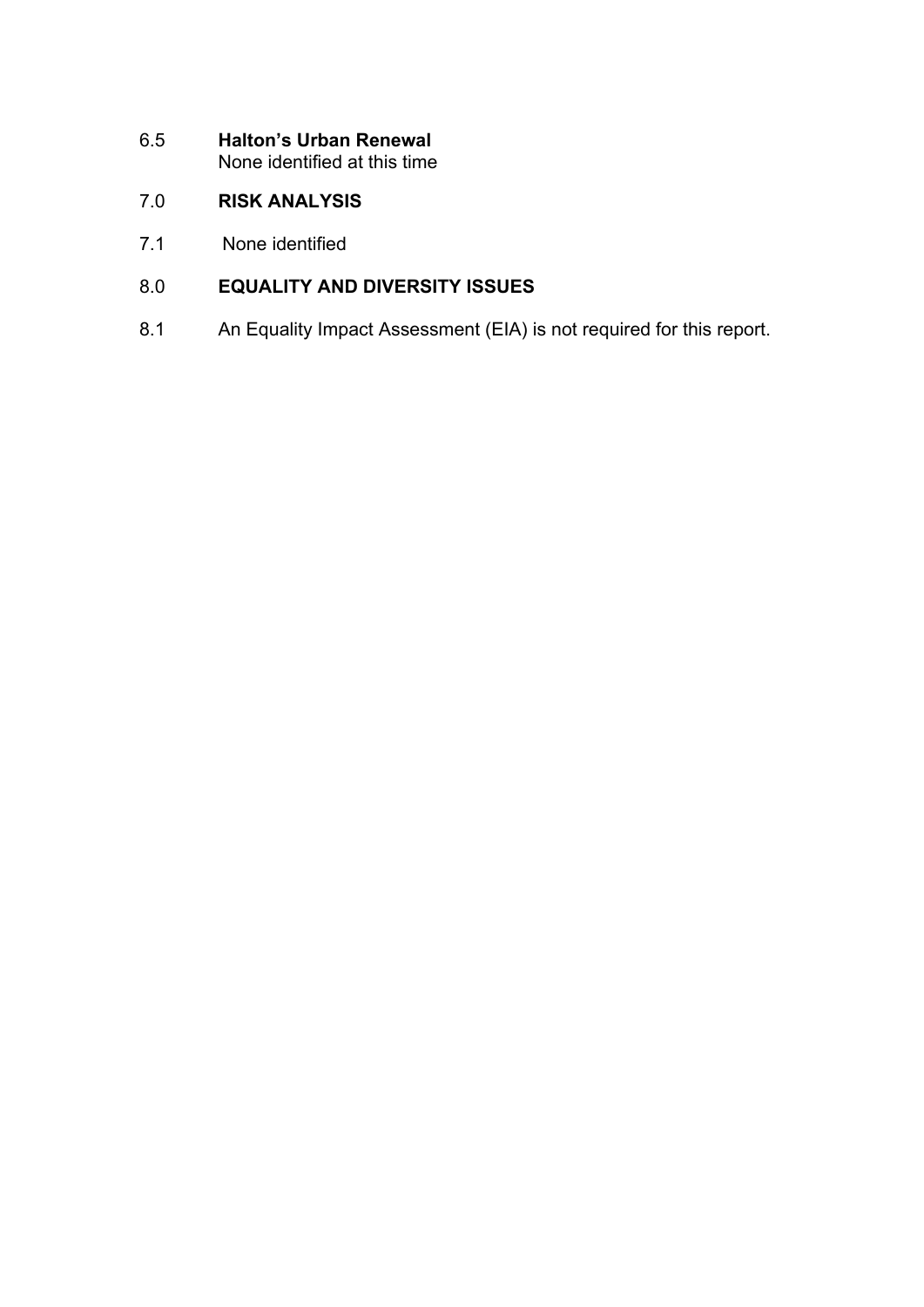6.5 **Halton's Urban Renewal**
None identified at this time

## 7.0 RISK ANALYSIS

7.1 None identified

## 8.0 EQUALITY AND DIVERSITY ISSUES

8.1 An Equality Impact Assessment (EIA) is not required for this report.